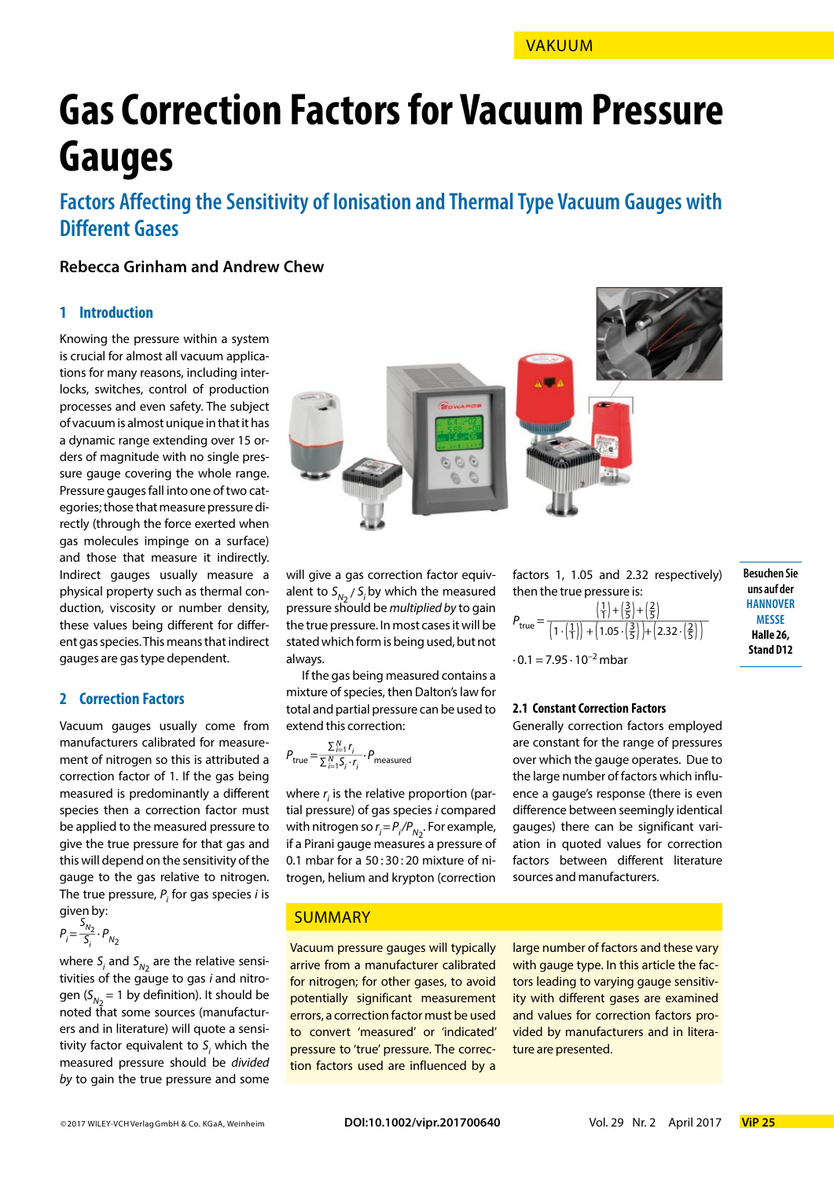# Gas Correction Factors for Vacuum Pressure Gauges

## Factors Affecting the Sensitivity of Ionisation and Thermal Type Vacuum Gauges with Different Gases

**Rebecca Grinham and Andrew Chew**

### 1 Introduction

Knowing the pressure within a system is crucial for almost all vacuum applications for many reasons, including interlocks, switches, control of production processes and even safety. The subject of vacuum is almost unique in that it has a dynamic range extending over 15 orders of magnitude with no single pressure gauge covering the whole range. Pressure gauges fall into one of two categories; those that measure pressure directly (through the force exerted when gas molecules impinge on a surface) and those that measure it indirectly. Indirect gauges usually measure a physical property such as thermal conduction, viscosity or number density, these values being different for different gas species. This means that indirect gauges are gas type dependent.

### 2 Correction Factors

Vacuum gauges usually come from manufacturers calibrated for measurement of nitrogen so this is attributed a correction factor of 1. If the gas being measured is predominantly a different species then a correction factor must be applied to the measured pressure to give the true pressure for that gas and this will depend on the sensitivity of the gauge to the gas relative to nitrogen. The true pressure, $P_i$ for gas species $i$ is given by:

$$P_i = \frac{S_{N_2}}{S_i} \cdot P_{N_2}$$

where $S_i$ and $S_{N_2}$ are the relative sensitivities of the gauge to gas $i$ and nitrogen ($S_{N_2} = 1$ by definition). It should be noted that some sources (manufacturers and in literature) will quote a sensitivity factor equivalent to $S_i$ which the measured pressure should be *divided by* to gain the true pressure and some will give a gas correction factor equivalent to $S_{N_2} / S_i$ by which the measured pressure should be *multiplied by* to gain the true pressure. In most cases it will be stated which form is being used, but not always.

If the gas being measured contains a mixture of species, then Dalton's law for total and partial pressure can be used to extend this correction:

$$P_{\text{true}} = \frac{\sum_{i=1}^{N} r_i}{\sum_{i=1}^{N} S_i \cdot r_i} \cdot P_{\text{measured}}$$

where $r_i$ is the relative proportion (partial pressure) of gas species $i$ compared with nitrogen so $r_i = P_i / P_{N_2}$. For example, if a Pirani gauge measures a pressure of 0.1 mbar for a 50 : 30 : 20 mixture of nitrogen, helium and krypton (correction factors 1, 1.05 and 2.32 respectively) then the true pressure is:

$$P_{\text{true}} = \frac{\left(\frac{1}{1}\right) + \left(\frac{3}{5}\right) + \left(\frac{2}{5}\right)}{\left(1 \cdot \left(\frac{1}{1}\right)\right) + \left(1.05 \cdot \left(\frac{3}{5}\right)\right) + \left(2.32 \cdot \left(\frac{2}{5}\right)\right)} \cdot 0.1 = 7.95 \cdot 10^{-2}\ \text{mbar}$$

#### 2.1 Constant Correction Factors

Generally correction factors employed are constant for the range of pressures over which the gauge operates. Due to the large number of factors which influence a gauge's response (there is even difference between seemingly identical gauges) there can be significant variation in quoted values for correction factors between different literature sources and manufacturers.

**SUMMARY**

Vacuum pressure gauges will typically arrive from a manufacturer calibrated for nitrogen; for other gases, to avoid potentially significant measurement errors, a correction factor must be used to convert 'measured' or 'indicated' pressure to 'true' pressure. The correction factors used are influenced by a large number of factors and these vary with gauge type. In this article the factors leading to varying gauge sensitivity with different gases are examined and values for correction factors provided by manufacturers and in literature are presented.

Besuchen Sie uns auf der HANNOVER MESSE Halle 26, Stand D12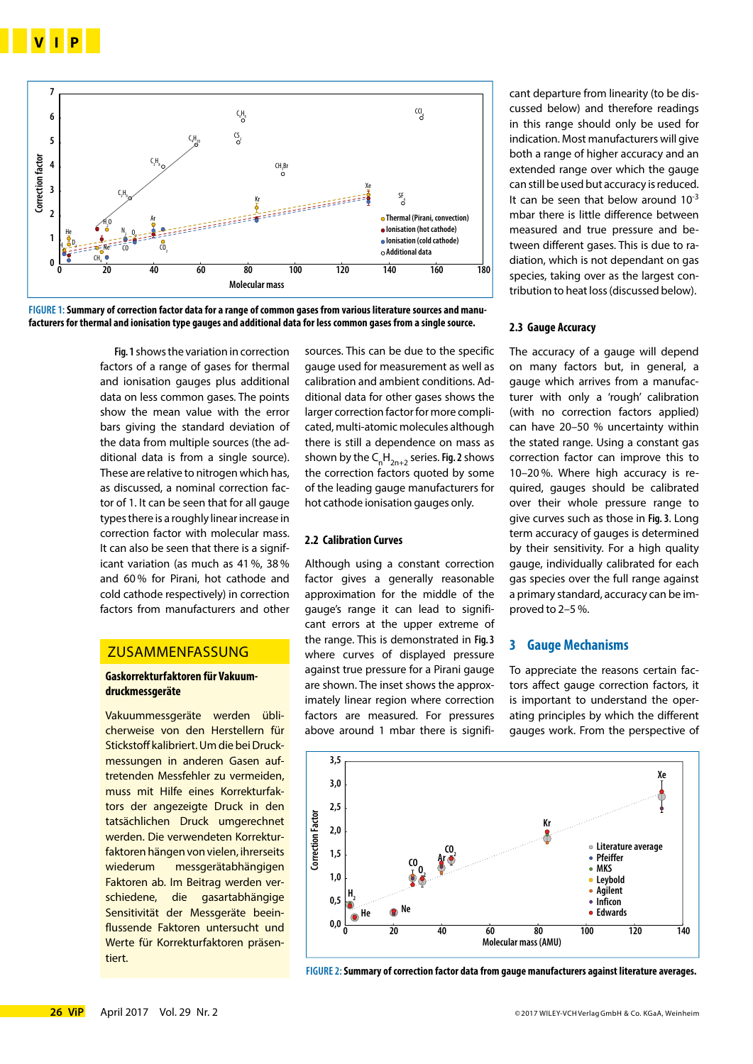FIGURE 1: **Summary of correction factor data for a range of common gases from various literature sources and manufacturers for thermal and ionisation type gauges and additional data for less common gases from a single source.**

**Fig. 1** shows the variation in correction factors of a range of gases for thermal and ionisation gauges plus additional data on less common gases. The points show the mean value with the error bars giving the standard deviation of the data from multiple sources (the additional data is from a single source). These are relative to nitrogen which has, as discussed, a nominal correction factor of 1. It can be seen that for all gauge types there is a roughly linear increase in correction factor with molecular mass. It can also be seen that there is a significant variation (as much as 41 %, 38 % and 60 % for Pirani, hot cathode and cold cathode respectively) in correction factors from manufacturers and other sources. This can be due to the specific gauge used for measurement as well as calibration and ambient conditions. Additional data for other gases shows the larger correction factor for more complicated, multi-atomic molecules although there is still a dependence on mass as shown by the $C_nH_{2n+2}$ series. **Fig. 2** shows the correction factors quoted by some of the leading gauge manufacturers for hot cathode ionisation gauges only.

## ZUSAMMENFASSUNG

### Gaskorrekturfaktoren für Vakuumdruckmessgeräte

Vakuummessgeräte werden üblicherweise von den Herstellern für Stickstoff kalibriert. Um die bei Druckmessungen in anderen Gasen auftretenden Messfehler zu vermeiden, muss mit Hilfe eines Korrekturfaktors der angezeigte Druck in den tatsächlichen Druck umgerechnet werden. Die verwendeten Korrekturfaktoren hängen von vielen, ihrerseits wiederum messgerätabhängigen Faktoren ab. Im Beitrag werden verschiedene, die gasartabhängige Sensitivität der Messgeräte beeinflussende Faktoren untersucht und Werte für Korrekturfaktoren präsentiert.

### 2.2 Calibration Curves

Although using a constant correction factor gives a generally reasonable approximation for the middle of the gauge's range it can lead to significant errors at the upper extreme of the range. This is demonstrated in **Fig. 3** where curves of displayed pressure against true pressure for a Pirani gauge are shown. The inset shows the approximately linear region where correction factors are measured. For pressures above around 1 mbar there is significant departure from linearity (to be discussed below) and therefore readings in this range should only be used for indication. Most manufacturers will give both a range of higher accuracy and an extended range over which the gauge can still be used but accuracy is reduced. It can be seen that below around $10^{-3}$ mbar there is little difference between measured and true pressure and between different gases. This is due to radiation, which is not dependant on gas species, taking over as the largest contribution to heat loss (discussed below).

### 2.3 Gauge Accuracy

The accuracy of a gauge will depend on many factors but, in general, a gauge which arrives from a manufacturer with only a 'rough' calibration (with no correction factors applied) can have 20–50 % uncertainty within the stated range. Using a constant gas correction factor can improve this to 10–20 %. Where high accuracy is required, gauges should be calibrated over their whole pressure range to give curves such as those in **Fig. 3**. Long term accuracy of gauges is determined by their sensitivity. For a high quality gauge, individually calibrated for each gas species over the full range against a primary standard, accuracy can be improved to 2–5 %.

## 3 Gauge Mechanisms

To appreciate the reasons certain factors affect gauge correction factors, it is important to understand the operating principles by which the different gauges work. From the perspective of

FIGURE 2: **Summary of correction factor data from gauge manufacturers against literature averages.**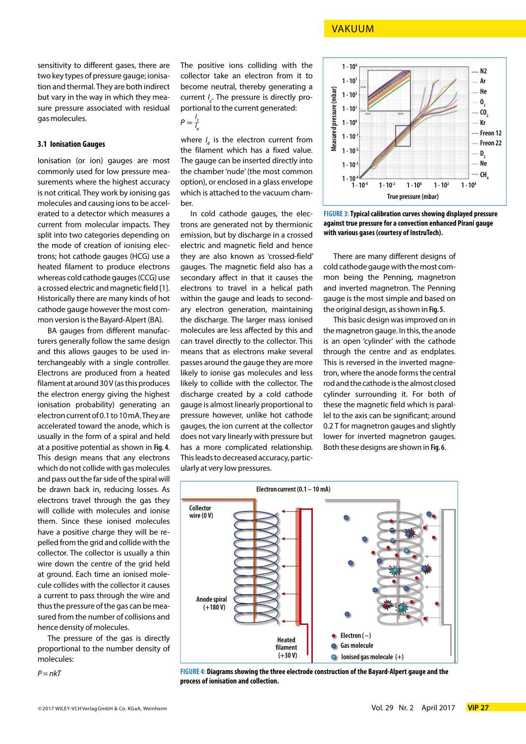sensitivity to different gases, there are two key types of pressure gauge; ionisation and thermal. They are both indirect but vary in the way in which they measure pressure associated with residual gas molecules.

### 3.1 Ionisation Gauges

Ionisation (or ion) gauges are most commonly used for low pressure measurements where the highest accuracy is not critical. They work by ionising gas molecules and causing ions to be accelerated to a detector which measures a current from molecular impacts. They split into two categories depending on the mode of creation of ionising electrons; hot cathode gauges (HCG) use a heated filament to produce electrons whereas cold cathode gauges (CCG) use a crossed electric and magnetic field [1]. Historically there are many kinds of hot cathode gauge however the most common version is the Bayard-Alpert (BA).

BA gauges from different manufacturers generally follow the same design and this allows gauges to be used interchangeably with a single controller. Electrons are produced from a heated filament at around 30 V (as this produces the electron energy giving the highest ionisation probability) with an electron current of 0.1 to 10 mA. They are accelerated toward the anode, which is usually in the form of a spiral and held at a positive potential as shown in **Fig. 4**. This design means that any electrons which do not collide with gas molecules and pass out the far side of the spiral will be drawn back in, reducing losses. As electrons travel through the gas they will collide with molecules and ionise them. Since these ionised molecules have a positive charge they will be repelled from the grid and collide with the collector. The collector is usually a thin wire down the centre of the grid held at ground. Each time an ionised molecule collides with the collector it causes a current to pass through the wire and thus the pressure of the gas can be measured from the number of collisions and hence density of molecules.

The pressure of the gas is directly proportional to the number density of molecules:

$$P = nkT$$

The positive ions colliding with the collector take an electron from it to become neutral, thereby generating a current $I_c$. The pressure is directly proportional to the current generated:

$$P \propto \frac{I_c}{I_e}$$

where $I_e$ is the electron current from the filament which has a fixed value. The gauge can be inserted directly into the chamber 'nude' (the most common option), or enclosed in a glass envelope which is attached to the vacuum chamber.

In cold cathode gauges, the electrons are generated not by thermionic emission, but by discharge in a crossed electric and magnetic field and hence they are also known as 'crossed-field' gauges. The magnetic field also has a secondary affect in that it causes the electrons to travel in a helical path within the gauge and leads to secondary electron generation, maintaining the discharge. The larger mass ionised molecules are less affected by this and can travel directly to the collector. This means that as electrons make several passes around the gauge they are more likely to ionise gas molecules and less likely to collide with the collector. The discharge created by a cold cathode gauge is almost linearly proportional to pressure however, unlike hot cathode gauges, the ion current at the collector does not vary linearly with pressure but has a more complicated relationship. This leads to decreased accuracy, particularly at very low pressures.

**FIGURE 3: Typical calibration curves showing displayed pressure against true pressure for a convection enhanced Pirani gauge with various gases (courtesy of InstruTech).**

There are many different designs of cold cathode gauge with the most common being the Penning, magnetron and inverted magnetron. The Penning gauge is the most simple and based on the original design, as shown in **Fig. 5**.

This basic design was improved on in the magnetron gauge. In this, the anode is an open 'cylinder' with the cathode through the centre and as endplates. This is reversed in the inverted magnetron, where the anode forms the central rod and the cathode is the almost closed cylinder surrounding it. For both of these the magnetic field which is parallel to the axis can be significant; around 0.2 T for magnetron gauges and slightly lower for inverted magnetron gauges. Both these designs are shown in **Fig. 6**.

**FIGURE 4: Diagrams showing the three electrode construction of the Bayard-Alpert gauge and the process of ionisation and collection.**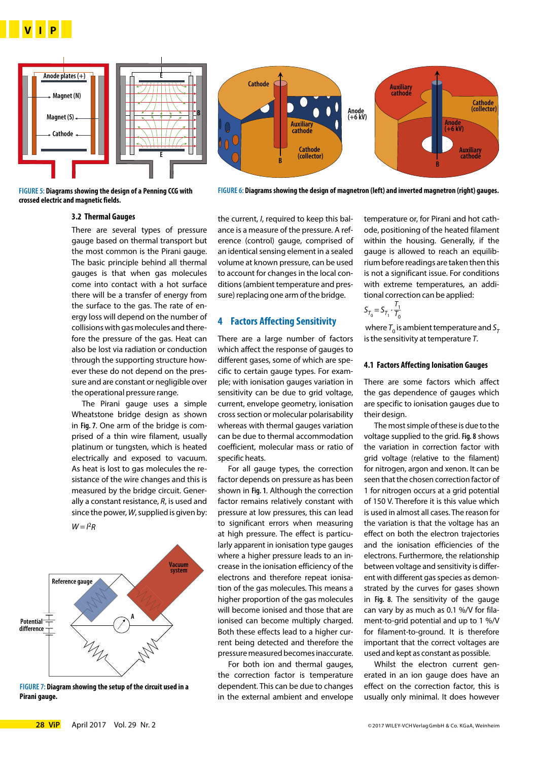FIGURE 5: Diagrams showing the design of a Penning CCG with crossed electric and magnetic fields.

FIGURE 6: Diagrams showing the design of magnetron (left) and inverted magnetron (right) gauges.

### 3.2 Thermal Gauges

There are several types of pressure gauge based on thermal transport but the most common is the Pirani gauge. The basic principle behind all thermal gauges is that when gas molecules come into contact with a hot surface there will be a transfer of energy from the surface to the gas. The rate of energy loss will depend on the number of collisions with gas molecules and therefore the pressure of the gas. Heat can also be lost via radiation or conduction through the supporting structure however these do not depend on the pressure and are constant or negligible over the operational pressure range.

The Pirani gauge uses a simple Wheatstone bridge design as shown in **Fig. 7**. One arm of the bridge is comprised of a thin wire filament, usually platinum or tungsten, which is heated electrically and exposed to vacuum. As heat is lost to gas molecules the resistance of the wire changes and this is measured by the bridge circuit. Generally a constant resistance, *R*, is used and since the power, *W*, supplied is given by:

$$W = I^2R$$

FIGURE 7: Diagram showing the setup of the circuit used in a Pirani gauge.

the current, *I*, required to keep this balance is a measure of the pressure. A reference (control) gauge, comprised of an identical sensing element in a sealed volume at known pressure, can be used to account for changes in the local conditions (ambient temperature and pressure) replacing one arm of the bridge.

## 4 Factors Affecting Sensitivity

There are a large number of factors which affect the response of gauges to different gases, some of which are specific to certain gauge types. For example; with ionisation gauges variation in sensitivity can be due to grid voltage, current, envelope geometry, ionisation cross section or molecular polarisability whereas with thermal gauges variation can be due to thermal accommodation coefficient, molecular mass or ratio of specific heats.

For all gauge types, the correction factor depends on pressure as has been shown in **Fig. 1**. Although the correction factor remains relatively constant with pressure at low pressures, this can lead to significant errors when measuring at high pressure. The effect is particularly apparent in ionisation type gauges where a higher pressure leads to an increase in the ionisation efficiency of the electrons and therefore repeat ionisation of the gas molecules. This means a higher proportion of the gas molecules will become ionised and those that are ionised can become multiply charged. Both these effects lead to a higher current being detected and therefore the pressure measured becomes inaccurate.

For both ion and thermal gauges, the correction factor is temperature dependent. This can be due to changes in the external ambient and envelope temperature or, for Pirani and hot cathode, positioning of the heated filament within the housing. Generally, if the gauge is allowed to reach an equilibrium before readings are taken then this is not a significant issue. For conditions with extreme temperatures, an additional correction can be applied:

$$S_{T_0} = S_{T_1} \cdot \frac{T_1}{T_0}$$

where $T_0$ is ambient temperature and $S_T$ is the sensitivity at temperature *T*.

### 4.1 Factors Affecting Ionisation Gauges

There are some factors which affect the gas dependence of gauges which are specific to ionisation gauges due to their design.

The most simple of these is due to the voltage supplied to the grid. **Fig. 8** shows the variation in correction factor with grid voltage (relative to the filament) for nitrogen, argon and xenon. It can be seen that the chosen correction factor of 1 for nitrogen occurs at a grid potential of 150 V. Therefore it is this value which is used in almost all cases. The reason for the variation is that the voltage has an effect on both the electron trajectories and the ionisation efficiencies of the electrons. Furthermore, the relationship between voltage and sensitivity is different with different gas species as demonstrated by the curves for gases shown in **Fig. 8**. The sensitivity of the gauge can vary by as much as 0.1 %/V for filament-to-grid potential and up to 1 %/V for filament-to-ground. It is therefore important that the correct voltages are used and kept as constant as possible.

Whilst the electron current generated in an ion gauge does have an effect on the correction factor, this is usually only minimal. It does however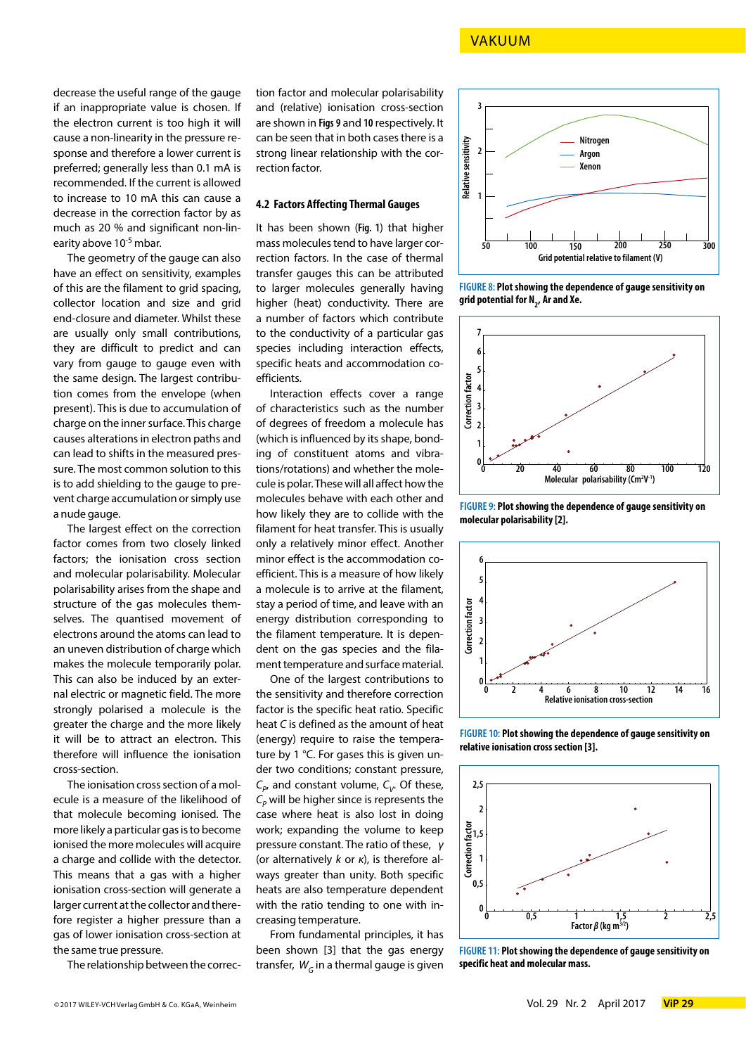decrease the useful range of the gauge if an inappropriate value is chosen. If the electron current is too high it will cause a non-linearity in the pressure response and therefore a lower current is preferred; generally less than 0.1 mA is recommended. If the current is allowed to increase to 10 mA this can cause a decrease in the correction factor by as much as 20 % and significant non-linearity above $10^{-5}$ mbar.

The geometry of the gauge can also have an effect on sensitivity, examples of this are the filament to grid spacing, collector location and size and grid end-closure and diameter. Whilst these are usually only small contributions, they are difficult to predict and can vary from gauge to gauge even with the same design. The largest contribution comes from the envelope (when present). This is due to accumulation of charge on the inner surface. This charge causes alterations in electron paths and can lead to shifts in the measured pressure. The most common solution to this is to add shielding to the gauge to prevent charge accumulation or simply use a nude gauge.

The largest effect on the correction factor comes from two closely linked factors; the ionisation cross section and molecular polarisability. Molecular polarisability arises from the shape and structure of the gas molecules themselves. The quantised movement of electrons around the atoms can lead to an uneven distribution of charge which makes the molecule temporarily polar. This can also be induced by an external electric or magnetic field. The more strongly polarised a molecule is the greater the charge and the more likely it will be to attract an electron. This therefore will influence the ionisation cross-section.

The ionisation cross section of a molecule is a measure of the likelihood of that molecule becoming ionised. The more likely a particular gas is to become ionised the more molecules will acquire a charge and collide with the detector. This means that a gas with a higher ionisation cross-section will generate a larger current at the collector and therefore register a higher pressure than a gas of lower ionisation cross-section at the same true pressure.

The relationship between the correction factor and molecular polarisability and (relative) ionisation cross-section are shown in **Figs 9** and **10** respectively. It can be seen that in both cases there is a strong linear relationship with the correction factor.

### 4.2 Factors Affecting Thermal Gauges

It has been shown (**Fig. 1**) that higher mass molecules tend to have larger correction factors. In the case of thermal transfer gauges this can be attributed to larger molecules generally having higher (heat) conductivity. There are a number of factors which contribute to the conductivity of a particular gas species including interaction effects, specific heats and accommodation coefficients.

Interaction effects cover a range of characteristics such as the number of degrees of freedom a molecule has (which is influenced by its shape, bonding of constituent atoms and vibrations/rotations) and whether the molecule is polar. These will all affect how the molecules behave with each other and how likely they are to collide with the filament for heat transfer. This is usually only a relatively minor effect. Another minor effect is the accommodation coefficient. This is a measure of how likely a molecule is to arrive at the filament, stay a period of time, and leave with an energy distribution corresponding to the filament temperature. It is dependent on the gas species and the filament temperature and surface material.

One of the largest contributions to the sensitivity and therefore correction factor is the specific heat ratio. Specific heat $C$ is defined as the amount of heat (energy) require to raise the temperature by 1 °C. For gases this is given under two conditions; constant pressure, $C_P$, and constant volume, $C_V$. Of these, $C_P$ will be higher since is represents the case where heat is also lost in doing work; expanding the volume to keep pressure constant. The ratio of these, $\gamma$ (or alternatively $k$ or $\kappa$), is therefore always greater than unity. Both specific heats are also temperature dependent with the ratio tending to one with increasing temperature.

From fundamental principles, it has been shown [3] that the gas energy transfer, $W_G$ in a thermal gauge is given

Relative sensitivity
3
2
1
50 100 150 200 250 300
Grid potential relative to filament (V)
Nitrogen
Argon
Xenon

**FIGURE 8: Plot showing the dependence of gauge sensitivity on grid potential for $N_2$, Ar and Xe.**

Correction factor
0 1 2 3 4 5 6 7
0 20 40 60 80 100 120
Molecular polarisability ($Cm^2V^{-1}$)

**FIGURE 9: Plot showing the dependence of gauge sensitivity on molecular polarisability [2].**

Correction factor
0 1 2 3 4 5 6
0 2 4 6 8 10 12 14 16
Relative ionisation cross-section

**FIGURE 10: Plot showing the dependence of gauge sensitivity on relative ionisation cross section [3].**

Correction factor
0 0,5 1 1,5 2 2,5
0 0,5 1 1,5 2 2,5
Factor $\beta$ (kg $m^{3/2}$)

**FIGURE 11: Plot showing the dependence of gauge sensitivity on specific heat and molecular mass.**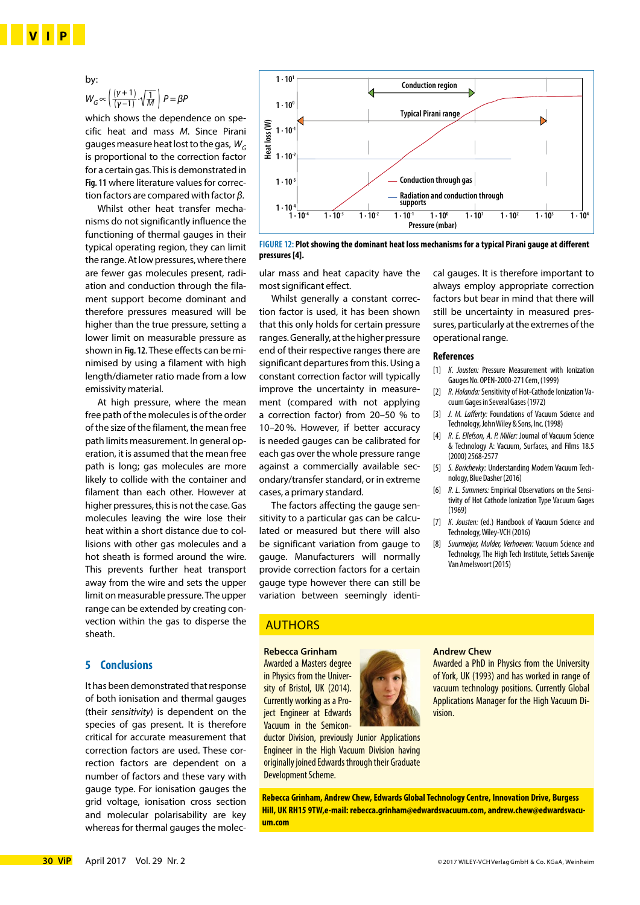by:

$$W_G \propto \left(\frac{(\gamma+1)}{(\gamma-1)}\cdot\sqrt{\frac{1}{M}}\right)P = \beta P$$

which shows the dependence on specific heat and mass $M$. Since Pirani gauges measure heat lost to the gas, $W_G$ is proportional to the correction factor for a certain gas. This is demonstrated in **Fig. 11** where literature values for correction factors are compared with factor $\beta$.

Whilst other heat transfer mechanisms do not significantly influence the functioning of thermal gauges in their typical operating region, they can limit the range. At low pressures, where there are fewer gas molecules present, radiation and conduction through the filament support become dominant and therefore pressures measured will be higher than the true pressure, setting a lower limit on measurable pressure as shown in **Fig. 12**. These effects can be minimised by using a filament with high length/diameter ratio made from a low emissivity material.

At high pressure, where the mean free path of the molecules is of the order of the size of the filament, the mean free path limits measurement. In general operation, it is assumed that the mean free path is long; gas molecules are more likely to collide with the container and filament than each other. However at higher pressures, this is not the case. Gas molecules leaving the wire lose their heat within a short distance due to collisions with other gas molecules and a hot sheath is formed around the wire. This prevents further heat transport away from the wire and sets the upper limit on measurable pressure. The upper range can be extended by creating convection within the gas to disperse the sheath.

1 · 10^1
1 · 10^0
1 · 10^-1
1 · 10^-2
1 · 10^-3
1 · 10^-4
Heat loss (W)
Conduction region
Typical Pirani range
Conduction through gas
Radiation and conduction through supports
1 · 10^-4 1 · 10^-3 1 · 10^-2 1 · 10^-1 1 · 10^0 1 · 10^1 1 · 10^2 1 · 10^3 1 · 10^4
Pressure (mbar)

FIGURE 12: **Plot showing the dominant heat loss mechanisms for a typical Pirani gauge at different pressures [4].**

## 5 Conclusions

It has been demonstrated that response of both ionisation and thermal gauges (their *sensitivity*) is dependent on the species of gas present. It is therefore critical for accurate measurement that correction factors are used. These correction factors are dependent on a number of factors and these vary with gauge type. For ionisation gauges the grid voltage, ionisation cross section and molecular polarisability are key whereas for thermal gauges the molecular mass and heat capacity have the most significant effect.

Whilst generally a constant correction factor is used, it has been shown that this only holds for certain pressure ranges. Generally, at the higher pressure end of their respective ranges there are significant departures from this. Using a constant correction factor will typically improve the uncertainty in measurement (compared with not applying a correction factor) from 20–50 % to 10–20 %. However, if better accuracy is needed gauges can be calibrated for each gas over the whole pressure range against a commercially available secondary/transfer standard, or in extreme cases, a primary standard.

The factors affecting the gauge sensitivity to a particular gas can be calculated or measured but there will also be significant variation from gauge to gauge. Manufacturers will normally provide correction factors for a certain gauge type however there can still be variation between seemingly identical gauges. It is therefore important to always employ appropriate correction factors but bear in mind that there will still be uncertainty in measured pressures, particularly at the extremes of the operational range.

### References

[1] *K. Jousten:* Pressure Measurement with Ionization Gauges No. OPEN-2000-271 Cern, (1999)

[2] *R. Holanda:* Sensitivity of Hot-Cathode Ionization Vacuum Gages in Several Gases (1972)

[3] *J. M. Lafferty:* Foundations of Vacuum Science and Technology, John Wiley & Sons, Inc. (1998)

[4] *R. E. Ellefson, A. P. Miller:* Journal of Vacuum Science & Technology A: Vacuum, Surfaces, and Films 18.5 (2000) 2568-2577

[5] *S. Borichevky:* Understanding Modern Vacuum Technology, Blue Dasher (2016)

[6] *R. L. Summers:* Empirical Observations on the Sensitivity of Hot Cathode Ionization Type Vacuum Gages (1969)

[7] *K. Jousten:* (ed.) Handbook of Vacuum Science and Technology, Wiley-VCH (2016)

[8] *Suurmeijer, Mulder, Verhoeven:* Vacuum Science and Technology, The High Tech Institute, Settels Savenije Van Amelsvoort (2015)

## AUTHORS

**Rebecca Grinham**
Awarded a Masters degree in Physics from the University of Bristol, UK (2014). Currently working as a Project Engineer at Edwards Vacuum in the Semiconductor Division, previously Junior Applications Engineer in the High Vacuum Division having originally joined Edwards through their Graduate Development Scheme.

**Andrew Chew**
Awarded a PhD in Physics from the University of York, UK (1993) and has worked in range of vacuum technology positions. Currently Global Applications Manager for the High Vacuum Division.

**Rebecca Grinham, Andrew Chew, Edwards Global Technology Centre, Innovation Drive, Burgess Hill, UK RH15 9TW,e-mail: rebecca.grinham@edwardsvacuum.com, andrew.chew@edwardsvacuum.com**